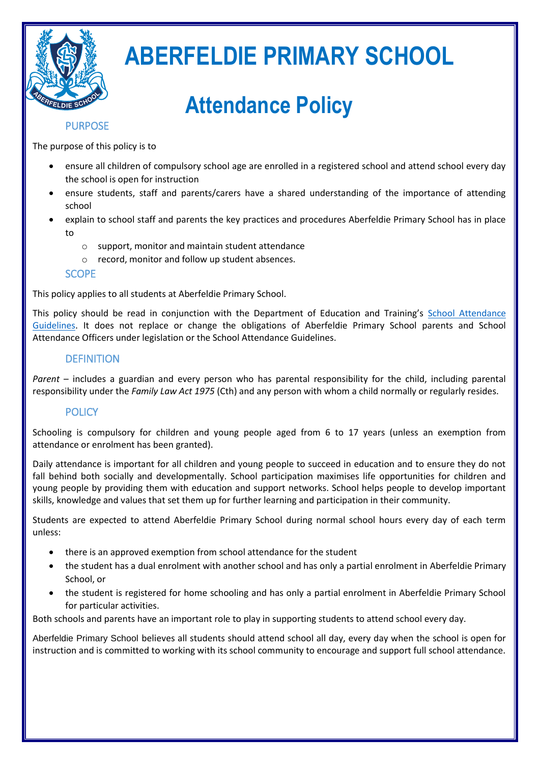# ABERFELDIE PRIMARY SCHOOL

# Attendance Policy

## PURPOSE

The purpose of this policy is to

- ensure all children of compulsory school age are enrolled in a registered school and attend school every day the school is open for instruction
- ensure students, staff and parents/carers have a shared understanding of the importance of attending school
- explain to school staff and parents the key practices and procedures Aberfeldie Primary School has in place to
    - support, monitor and maintain student attendance
    - record, monitor and follow up student absences.

## SCOPE

This policy applies to all students at Aberfeldie Primary School.

This policy should be read in conjunction with the Department of Education and Training's School Attendance Guidelines. It does not replace or change the obligations of Aberfeldie Primary School parents and School Attendance Officers under legislation or the School Attendance Guidelines.

## DEFINITION

*Parent* – includes a guardian and every person who has parental responsibility for the child, including parental responsibility under the *Family Law Act 1975* (Cth) and any person with whom a child normally or regularly resides.

## POLICY

Schooling is compulsory for children and young people aged from 6 to 17 years (unless an exemption from attendance or enrolment has been granted).

Daily attendance is important for all children and young people to succeed in education and to ensure they do not fall behind both socially and developmentally. School participation maximises life opportunities for children and young people by providing them with education and support networks. School helps people to develop important skills, knowledge and values that set them up for further learning and participation in their community.

Students are expected to attend Aberfeldie Primary School during normal school hours every day of each term unless:

- there is an approved exemption from school attendance for the student
- the student has a dual enrolment with another school and has only a partial enrolment in Aberfeldie Primary School, or
- the student is registered for home schooling and has only a partial enrolment in Aberfeldie Primary School for particular activities.

Both schools and parents have an important role to play in supporting students to attend school every day.

Aberfeldie Primary School believes all students should attend school all day, every day when the school is open for instruction and is committed to working with its school community to encourage and support full school attendance.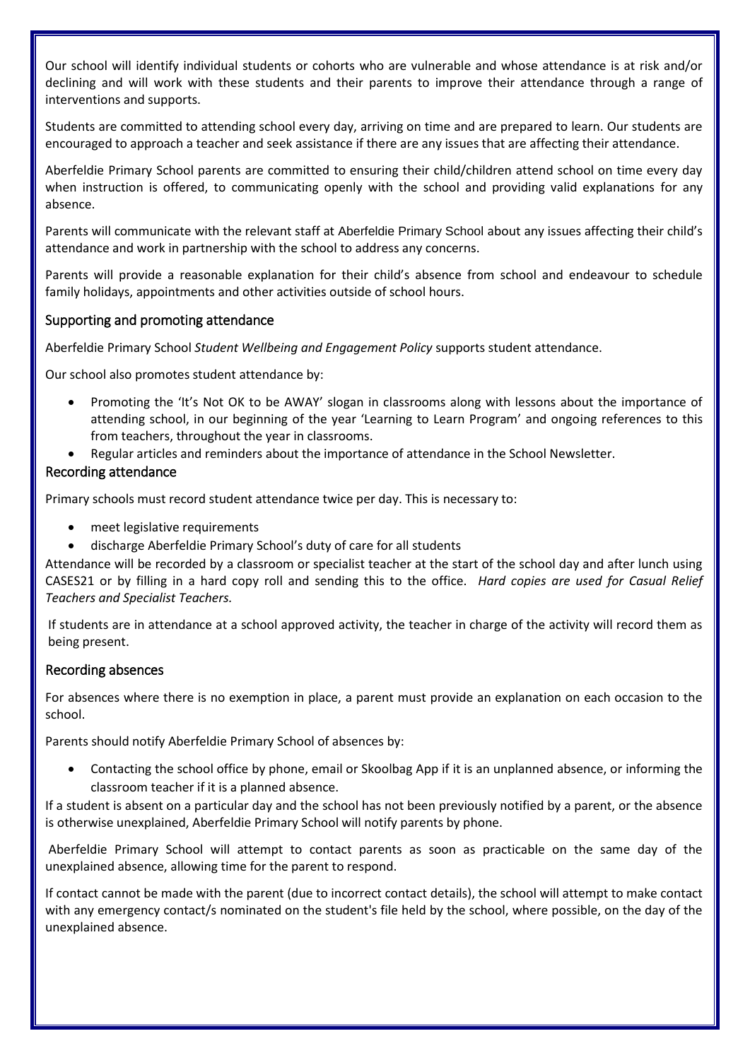Our school will identify individual students or cohorts who are vulnerable and whose attendance is at risk and/or declining and will work with these students and their parents to improve their attendance through a range of interventions and supports.

Students are committed to attending school every day, arriving on time and are prepared to learn. Our students are encouraged to approach a teacher and seek assistance if there are any issues that are affecting their attendance.

Aberfeldie Primary School parents are committed to ensuring their child/children attend school on time every day when instruction is offered, to communicating openly with the school and providing valid explanations for any absence.

Parents will communicate with the relevant staff at Aberfeldie Primary School about any issues affecting their child's attendance and work in partnership with the school to address any concerns.

Parents will provide a reasonable explanation for their child's absence from school and endeavour to schedule family holidays, appointments and other activities outside of school hours.

## Supporting and promoting attendance

Aberfeldie Primary School *Student Wellbeing and Engagement Policy* supports student attendance.

Our school also promotes student attendance by:

- Promoting the 'It's Not OK to be AWAY' slogan in classrooms along with lessons about the importance of attending school, in our beginning of the year 'Learning to Learn Program' and ongoing references to this from teachers, throughout the year in classrooms.
- Regular articles and reminders about the importance of attendance in the School Newsletter.

## Recording attendance

Primary schools must record student attendance twice per day. This is necessary to:

- meet legislative requirements
- discharge Aberfeldie Primary School's duty of care for all students

Attendance will be recorded by a classroom or specialist teacher at the start of the school day and after lunch using CASES21 or by filling in a hard copy roll and sending this to the office. *Hard copies are used for Casual Relief Teachers and Specialist Teachers.*

If students are in attendance at a school approved activity, the teacher in charge of the activity will record them as being present.

## Recording absences

For absences where there is no exemption in place, a parent must provide an explanation on each occasion to the school.

Parents should notify Aberfeldie Primary School of absences by:

- Contacting the school office by phone, email or Skoolbag App if it is an unplanned absence, or informing the classroom teacher if it is a planned absence.

If a student is absent on a particular day and the school has not been previously notified by a parent, or the absence is otherwise unexplained, Aberfeldie Primary School will notify parents by phone.

Aberfeldie Primary School will attempt to contact parents as soon as practicable on the same day of the unexplained absence, allowing time for the parent to respond.

If contact cannot be made with the parent (due to incorrect contact details), the school will attempt to make contact with any emergency contact/s nominated on the student's file held by the school, where possible, on the day of the unexplained absence.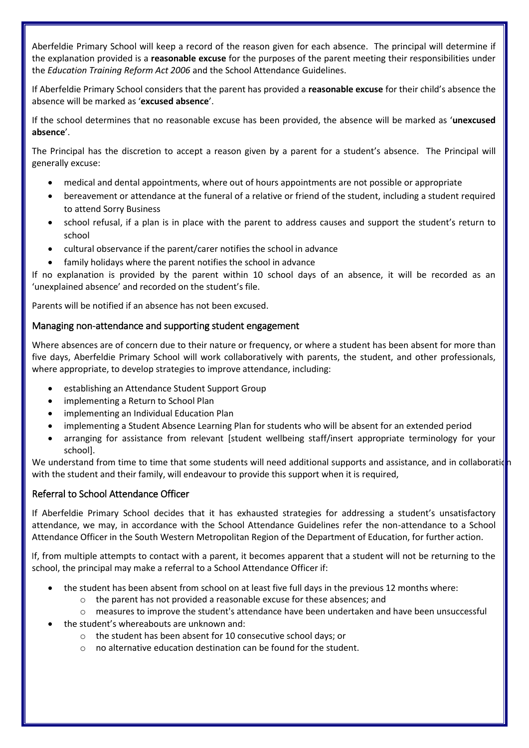Aberfeldie Primary School will keep a record of the reason given for each absence. The principal will determine if the explanation provided is a **reasonable excuse** for the purposes of the parent meeting their responsibilities under the *Education Training Reform Act 2006* and the School Attendance Guidelines.

If Aberfeldie Primary School considers that the parent has provided a **reasonable excuse** for their child's absence the absence will be marked as '**excused absence**'.

If the school determines that no reasonable excuse has been provided, the absence will be marked as '**unexcused absence**'.

The Principal has the discretion to accept a reason given by a parent for a student's absence. The Principal will generally excuse:

- medical and dental appointments, where out of hours appointments are not possible or appropriate
- bereavement or attendance at the funeral of a relative or friend of the student, including a student required to attend Sorry Business
- school refusal, if a plan is in place with the parent to address causes and support the student's return to school
- cultural observance if the parent/carer notifies the school in advance
- family holidays where the parent notifies the school in advance

If no explanation is provided by the parent within 10 school days of an absence, it will be recorded as an 'unexplained absence' and recorded on the student's file.

Parents will be notified if an absence has not been excused.

## Managing non-attendance and supporting student engagement

Where absences are of concern due to their nature or frequency, or where a student has been absent for more than five days, Aberfeldie Primary School will work collaboratively with parents, the student, and other professionals, where appropriate, to develop strategies to improve attendance, including:

- establishing an Attendance Student Support Group
- implementing a Return to School Plan
- implementing an Individual Education Plan
- implementing a Student Absence Learning Plan for students who will be absent for an extended period
- arranging for assistance from relevant [student wellbeing staff/insert appropriate terminology for your school].

We understand from time to time that some students will need additional supports and assistance, and in collaboration with the student and their family, will endeavour to provide this support when it is required,

## Referral to School Attendance Officer

If Aberfeldie Primary School decides that it has exhausted strategies for addressing a student's unsatisfactory attendance, we may, in accordance with the School Attendance Guidelines refer the non-attendance to a School Attendance Officer in the South Western Metropolitan Region of the Department of Education, for further action.

If, from multiple attempts to contact with a parent, it becomes apparent that a student will not be returning to the school, the principal may make a referral to a School Attendance Officer if:

- the student has been absent from school on at least five full days in the previous 12 months where:
  - the parent has not provided a reasonable excuse for these absences; and
  - measures to improve the student's attendance have been undertaken and have been unsuccessful
- the student's whereabouts are unknown and:
  - the student has been absent for 10 consecutive school days; or
  - no alternative education destination can be found for the student.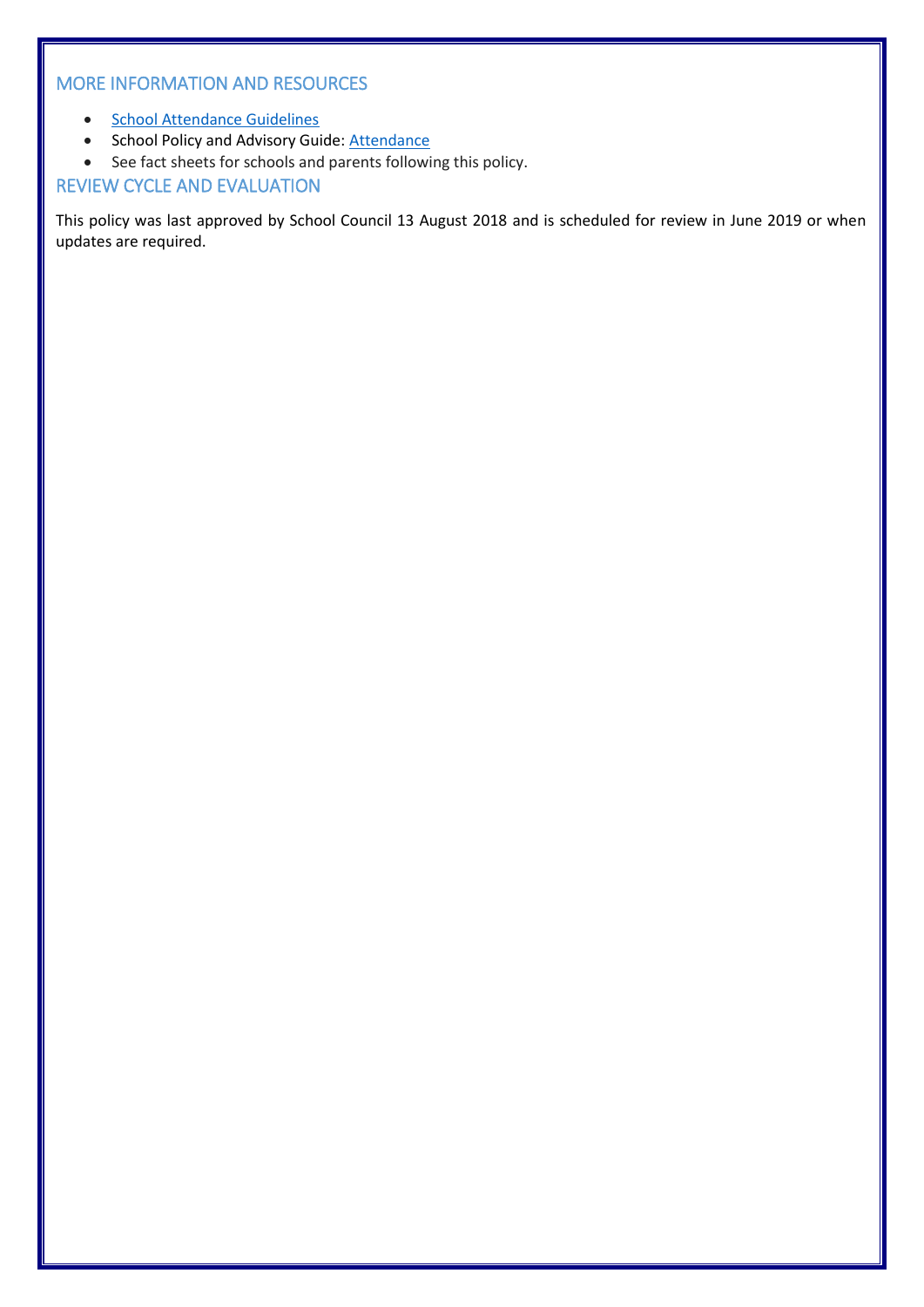## MORE INFORMATION AND RESOURCES

- School Attendance Guidelines
- School Policy and Advisory Guide: Attendance
- See fact sheets for schools and parents following this policy.

## REVIEW CYCLE AND EVALUATION

This policy was last approved by School Council 13 August 2018 and is scheduled for review in June 2019 or when updates are required.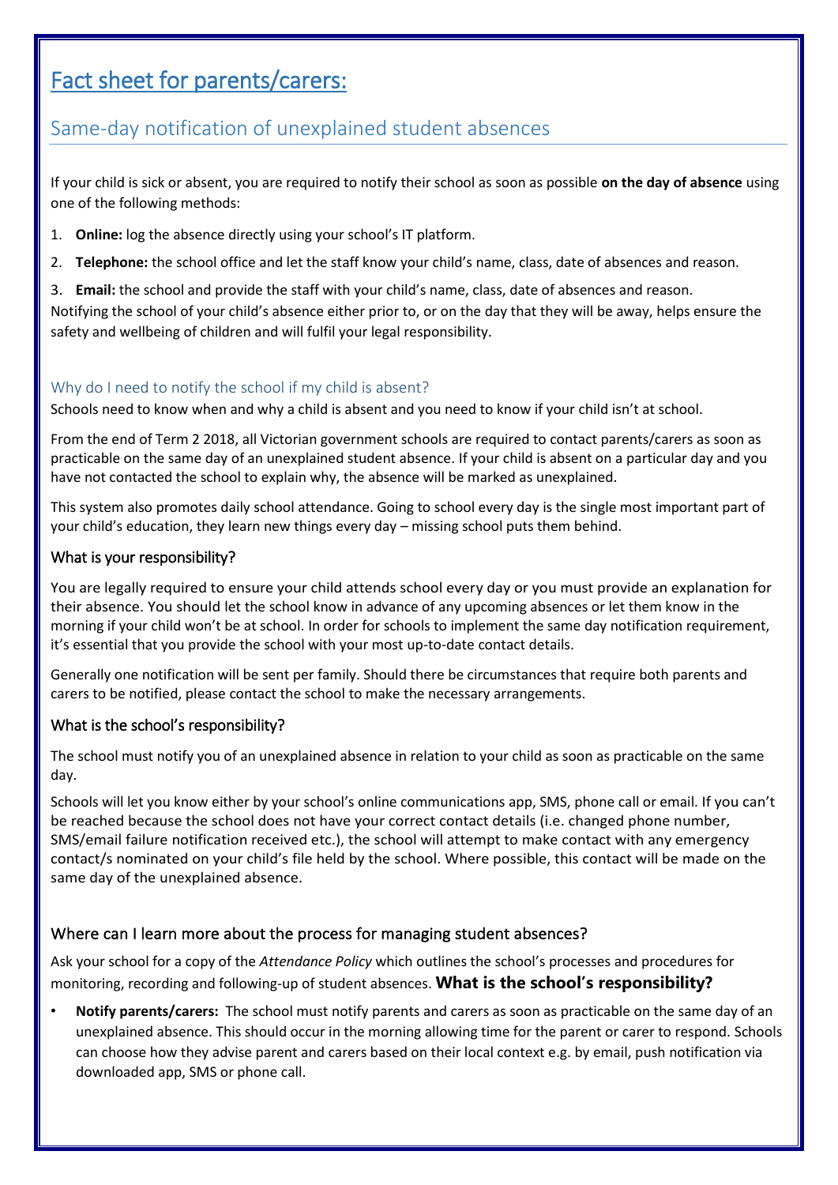# Fact sheet for parents/carers:

## Same-day notification of unexplained student absences

If your child is sick or absent, you are required to notify their school as soon as possible **on the day of absence** using one of the following methods:

1. **Online:** log the absence directly using your school's IT platform.
2. **Telephone:** the school office and let the staff know your child's name, class, date of absences and reason.
3. **Email:** the school and provide the staff with your child's name, class, date of absences and reason.

Notifying the school of your child's absence either prior to, or on the day that they will be away, helps ensure the safety and wellbeing of children and will fulfil your legal responsibility.

### Why do I need to notify the school if my child is absent?

Schools need to know when and why a child is absent and you need to know if your child isn't at school.

From the end of Term 2 2018, all Victorian government schools are required to contact parents/carers as soon as practicable on the same day of an unexplained student absence. If your child is absent on a particular day and you have not contacted the school to explain why, the absence will be marked as unexplained.

This system also promotes daily school attendance. Going to school every day is the single most important part of your child's education, they learn new things every day – missing school puts them behind.

### What is your responsibility?

You are legally required to ensure your child attends school every day or you must provide an explanation for their absence. You should let the school know in advance of any upcoming absences or let them know in the morning if your child won't be at school. In order for schools to implement the same day notification requirement, it's essential that you provide the school with your most up-to-date contact details.

Generally one notification will be sent per family. Should there be circumstances that require both parents and carers to be notified, please contact the school to make the necessary arrangements.

### What is the school's responsibility?

The school must notify you of an unexplained absence in relation to your child as soon as practicable on the same day.

Schools will let you know either by your school's online communications app, SMS, phone call or email. If you can't be reached because the school does not have your correct contact details (i.e. changed phone number, SMS/email failure notification received etc.), the school will attempt to make contact with any emergency contact/s nominated on your child's file held by the school. Where possible, this contact will be made on the same day of the unexplained absence.

### Where can I learn more about the process for managing student absences?

Ask your school for a copy of the *Attendance Policy* which outlines the school's processes and procedures for monitoring, recording and following-up of student absences. **What is the school's responsibility?**

- **Notify parents/carers:** The school must notify parents and carers as soon as practicable on the same day of an unexplained absence. This should occur in the morning allowing time for the parent or carer to respond. Schools can choose how they advise parent and carers based on their local context e.g. by email, push notification via downloaded app, SMS or phone call.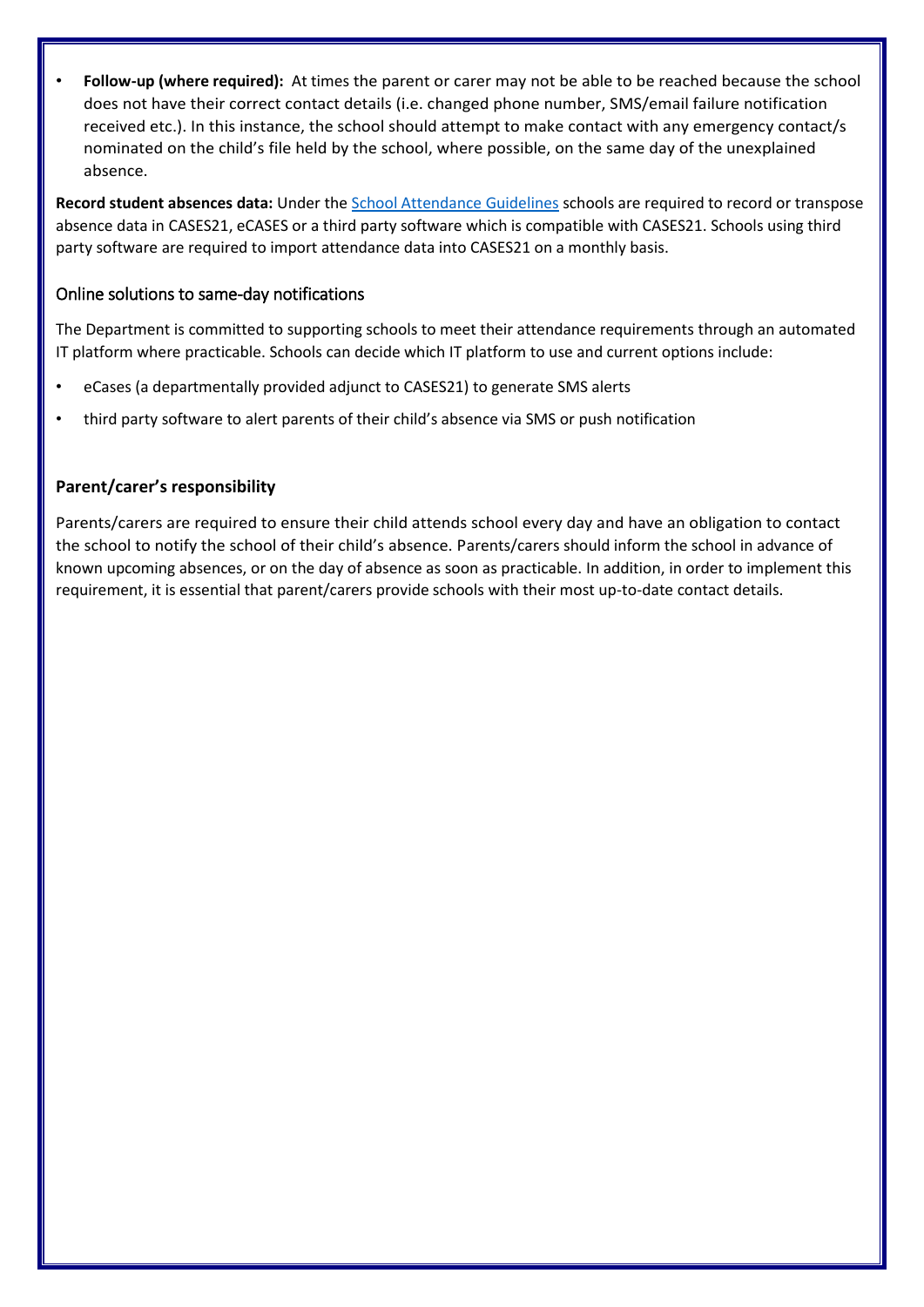- **Follow-up (where required):** At times the parent or carer may not be able to be reached because the school does not have their correct contact details (i.e. changed phone number, SMS/email failure notification received etc.). In this instance, the school should attempt to make contact with any emergency contact/s nominated on the child's file held by the school, where possible, on the same day of the unexplained absence.

**Record student absences data:** Under the School Attendance Guidelines schools are required to record or transpose absence data in CASES21, eCASES or a third party software which is compatible with CASES21. Schools using third party software are required to import attendance data into CASES21 on a monthly basis.

## Online solutions to same-day notifications

The Department is committed to supporting schools to meet their attendance requirements through an automated IT platform where practicable. Schools can decide which IT platform to use and current options include:

- eCases (a departmentally provided adjunct to CASES21) to generate SMS alerts
- third party software to alert parents of their child's absence via SMS or push notification

### Parent/carer's responsibility

Parents/carers are required to ensure their child attends school every day and have an obligation to contact the school to notify the school of their child's absence. Parents/carers should inform the school in advance of known upcoming absences, or on the day of absence as soon as practicable. In addition, in order to implement this requirement, it is essential that parent/carers provide schools with their most up-to-date contact details.